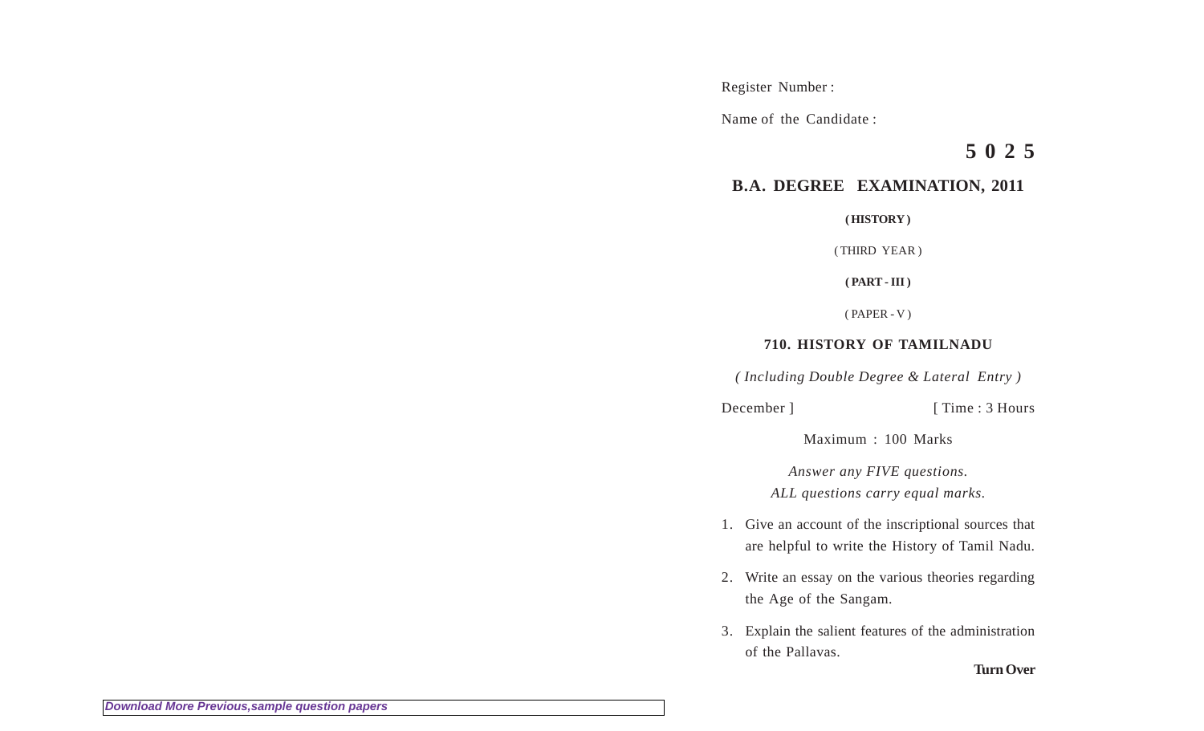Register Number :

Name of the Candidate :

**5 0 2 5**

## B.A. DEGREE EXAMINATION, 2011

**( HISTORY )**

( THIRD YEAR )

**( PART - III )**

( PAPER - V )

### 710. HISTORY OF TAMILNADU

*( Including Double Degree & Lateral Entry )*

December ] [ Time : 3 Hours

Maximum : 100 Marks

*Answer any FIVE questions.*
*ALL questions carry equal marks.*

1. Give an account of the inscriptional sources that are helpful to write the History of Tamil Nadu.

2. Write an essay on the various theories regarding the Age of the Sangam.

3. Explain the salient features of the administration of the Pallavas.

**Turn Over**

Download More Previous,sample question papers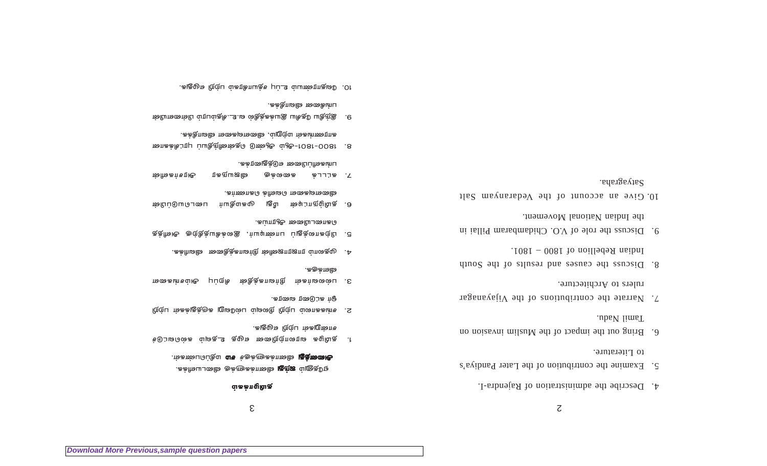4. Describe the administration of Rajendra-I.

5. Examine the contribution of the Later Pandiya's to Literature.

6. Bring out the impact of the Muslim invasion on Tamil Nadu.

7. Narrate the contributions of the Vijayanagar rulers to Architecture.

8. Discuss the causes and results of the South Indian Rebellion of 1800 – 1801.

9. Discuss the role of V.O. Chidambaram Pillai in the Indian National Movement.

10. Give an account of the Vedaranyam Salt Satyagraha.

## தமிழாக்கம்

எதேனும் **ஐந்து** வினாக்களுக்கு விடையளிக்க.

**அனைத்து** வினாக்களுக்கும் சம மதிப்பெண்கள்.

1. தமிழக வரலாற்றினை எழுத உதவும் கல்வெட்டுச் சான்றுகள் பற்றி எழுதுக.

2. சங்ககாலம் பற்றி நிலவும் பல்வேறு கருத்துக்கள் பற்றி ஓர் கட்டுரை வரைக.

3. பல்லவர்கள் நிர்வாகத்தின் சிறப்பு அம்சங்களை விளக்குக.

4. முதலாம் ராஜேந்திரனின் நிர்வாகத்தினை விவரிக்க.

5. பிற்காலத்திய பாண்டியர், இலக்கியத்திற்கு அளித்த கொடையினை ஆராய்க.

6. தமிழ்நாட்டின் மீது முகலாயர் படையெடுப்பின் விளைவுகளை வெளிக் கொணர்க.

7. கட்டடக் கலைக்கு விஜயநகர அரசர்களின் பங்களிப்பினை எடுத்துரைக்க.

8. 1800-1801-ஆம் ஆண்டு தென்னிந்தியப் புரட்சிக்கான காரணங்கள் பற்றியும், விளைவுகளை விளக்குக.

9. இந்திய தேசிய இயக்கத்தில் வ.உ. சிதம்பரம் பிள்ளையின் பங்கினை விளக்குக.

10. வேதாரண்யம் உப்பு சத்தியாகிரகம் பற்றி எழுதுக.